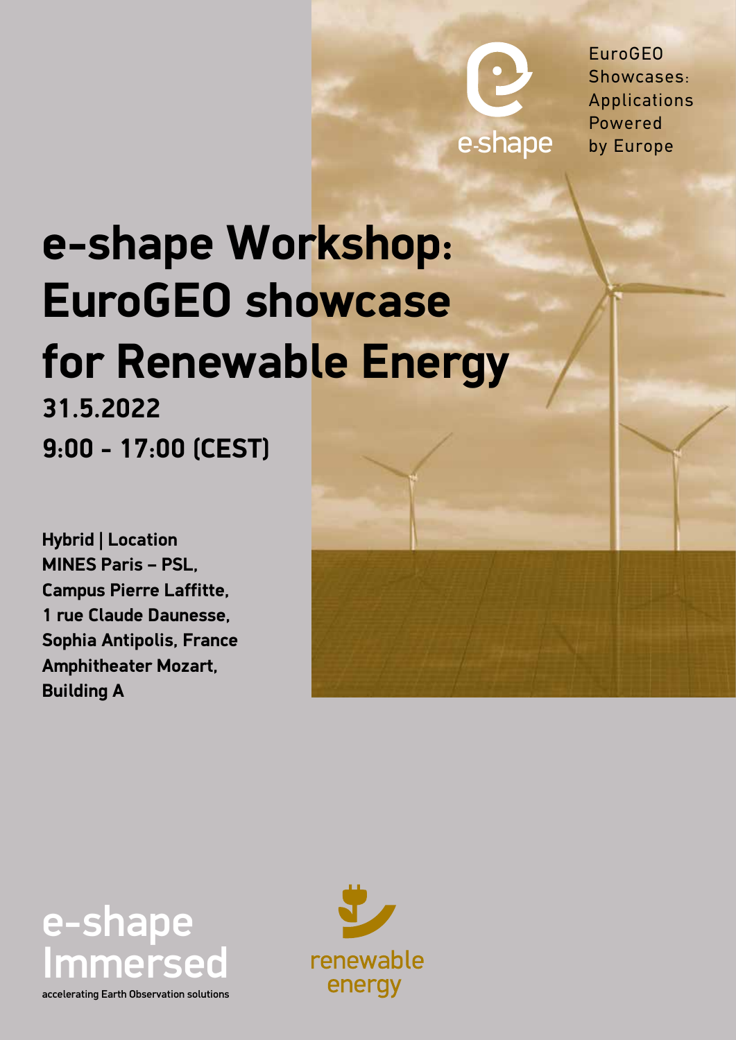e-shape

EuroGEO Showcases: Applications Powered by Europe

# e-shape Workshop: EuroGEO showcase for Renewable Energy

**31.5.2022**

**9:00 - 17:00 (CEST)**

**Hybrid | Location**
**MINES Paris – PSL,**
**Campus Pierre Laffitte,**
**1 rue Claude Daunesse,**
**Sophia Antipolis, France**
**Amphitheater Mozart,**
**Building A**

e-shape Immersed

accelerating Earth Observation solutions

renewable energy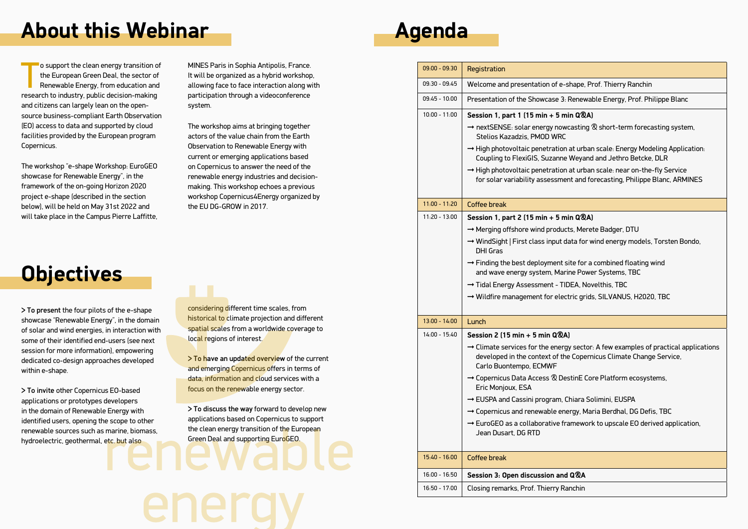# About this Webinar

To support the clean energy transition of the European Green Deal, the sector of Renewable Energy, from education and research to industry, public decision-making and citizens can largely lean on the open-source business-compliant Earth Observation (EO) access to data and supported by cloud facilities provided by the European program Copernicus.

The workshop "e-shape Workshop: EuroGEO showcase for Renewable Energy", in the framework of the on-going Horizon 2020 project e-shape (described in the section below), will be held on May 31st 2022 and will take place in the Campus Pierre Laffitte, MINES Paris in Sophia Antipolis, France. It will be organized as a hybrid workshop, allowing face to face interaction along with participation through a videoconference system.

The workshop aims at bringing together actors of the value chain from the Earth Observation to Renewable Energy with current or emerging applications based on Copernicus to answer the need of the renewable energy industries and decision-making. This workshop echoes a previous workshop Copernicus4Energy organized by the EU DG-GROW in 2017.

# Objectives

**> To present** the four pilots of the e-shape showcase "Renewable Energy", in the domain of solar and wind energies, in interaction with some of their identified end-users (see next session for more information), empowering dedicated co-design approaches developed within e-shape.

**> To invite** other Copernicus EO-based applications or prototypes developers in the domain of Renewable Energy with identified users, opening the scope to other renewable sources such as marine, biomass, hydroelectric, geothermal, etc. but also considering different time scales, from historical to climate projection and different spatial scales from a worldwide coverage to local regions of interest.

**> To have an updated overview** of the current and emerging Copernicus offers in terms of data, information and cloud services with a focus on the renewable energy sector.

**> To discuss the way** forward to develop new applications based on Copernicus to support the clean energy transition of the European Green Deal and supporting EuroGEO.

# Agenda

| | |
|---|---|
| 09:00 - 09:30 | Registration |
| 09:30 - 09:45 | Welcome and presentation of e-shape, Prof. Thierry Ranchin |
| 09:45 - 10:00 | Presentation of the Showcase 3: Renewable Energy, Prof. Philippe Blanc |
| 10:00 - 11:00 | **Session 1, part 1 (15 min + 5 min Q&A)**<br>→ nextSENSE: solar energy nowcasting & short-term forecasting system, Stelios Kazadzis, PMOD WRC<br>→ High photovoltaic penetration at urban scale: Energy Modeling Application: Coupling to FlexiGIS, Suzanne Weyand and Jethro Betcke, DLR<br>→ High photovoltaic penetration at urban scale: near on-the-fly Service for solar variability assessment and forecasting, Philippe Blanc, ARMINES |
| 11:00 - 11:20 | Coffee break |
| 11:20 - 13:00 | **Session 1, part 2 (15 min + 5 min Q&A)**<br>→ Merging offshore wind products, Merete Badger, DTU<br>→ WindSight \| First class input data for wind energy models, Torsten Bondo, DHI Gras<br>→ Finding the best deployment site for a combined floating wind and wave energy system, Marine Power Systems, TBC<br>→ Tidal Energy Assessment - TIDEA, Novelthis, TBC<br>→ Wildfire management for electric grids, SILVANUS, H2020, TBC |
| 13:00 - 14:00 | Lunch |
| 14:00 - 15:40 | **Session 2 (15 min + 5 min Q&A)**<br>→ Climate services for the energy sector: A few examples of practical applications developed in the context of the Copernicus Climate Change Service, Carlo Buontempo, ECMWF<br>→ Copernicus Data Access & DestinE Core Platform ecosystems, Eric Monjoux, ESA<br>→ EUSPA and Cassini program, Chiara Solimini, EUSPA<br>→ Copernicus and renewable energy, Maria Berdhal, DG Defis, TBC<br>→ EuroGEO as a collaborative framework to upscale EO derived application, Jean Dusart, DG RTD |
| 15:40 - 16:00 | Coffee break |
| 16:00 - 16:50 | **Session 3: Open discussion and Q&A** |
| 16:50 - 17:00 | Closing remarks, Prof. Thierry Ranchin |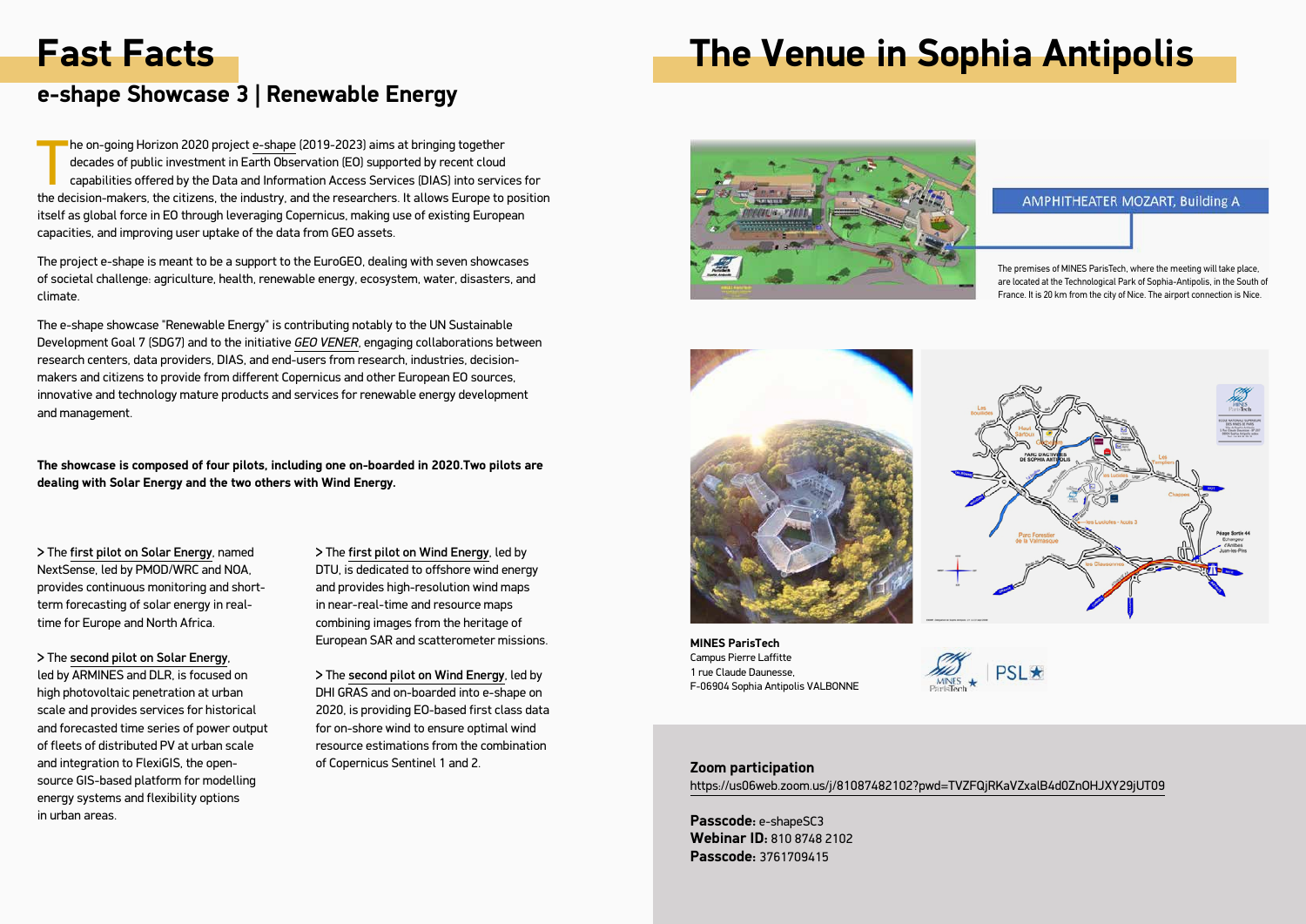# Fast Facts

## e-shape Showcase 3 | Renewable Energy

The on-going Horizon 2020 project e-shape (2019-2023) aims at bringing together decades of public investment in Earth Observation (EO) supported by recent cloud capabilities offered by the Data and Information Access Services (DIAS) into services for the decision-makers, the citizens, the industry, and the researchers. It allows Europe to position itself as global force in EO through leveraging Copernicus, making use of existing European capacities, and improving user uptake of the data from GEO assets.

The project e-shape is meant to be a support to the EuroGEO, dealing with seven showcases of societal challenge: agriculture, health, renewable energy, ecosystem, water, disasters, and climate.

The e-shape showcase "Renewable Energy" is contributing notably to the UN Sustainable Development Goal 7 (SDG7) and to the initiative *GEO VENER*, engaging collaborations between research centers, data providers, DIAS, and end-users from research, industries, decision-makers and citizens to provide from different Copernicus and other European EO sources, innovative and technology mature products and services for renewable energy development and management.

**The showcase is composed of four pilots, including one on-boarded in 2020.Two pilots are dealing with Solar Energy and the two others with Wind Energy.**

> The first pilot on Solar Energy, named NextSense, led by PMOD/WRC and NOA, provides continuous monitoring and short-term forecasting of solar energy in real-time for Europe and North Africa.

> The second pilot on Solar Energy, led by ARMINES and DLR, is focused on high photovoltaic penetration at urban scale and provides services for historical and forecasted time series of power output of fleets of distributed PV at urban scale and integration to FlexiGIS, the open-source GIS-based platform for modelling energy systems and flexibility options in urban areas.

> The first pilot on Wind Energy, led by DTU, is dedicated to offshore wind energy and provides high-resolution wind maps in near-real-time and resource maps combining images from the heritage of European SAR and scatterometer missions.

> The second pilot on Wind Energy, led by DHI GRAS and on-boarded into e-shape on 2020, is providing EO-based first class data for on-shore wind to ensure optimal wind resource estimations from the combination of Copernicus Sentinel 1 and 2.

# The Venue in Sophia Antipolis

AMPHITHEATER MOZART, Building A

The premises of MINES ParisTech, where the meeting will take place, are located at the Technological Park of Sophia-Antipolis, in the South of France. It is 20 km from the city of Nice. The airport connection is Nice.

**MINES ParisTech**
Campus Pierre Laffitte
1 rue Claude Daunesse,
F-06904 Sophia Antipolis VALBONNE

**Zoom participation**
https://us06web.zoom.us/j/81087482102?pwd=TVZFQjRKaVZxalB4d0ZnOHJXY29jUT09

**Passcode:** e-shapeSC3
**Webinar ID:** 810 8748 2102
**Passcode:** 3761709415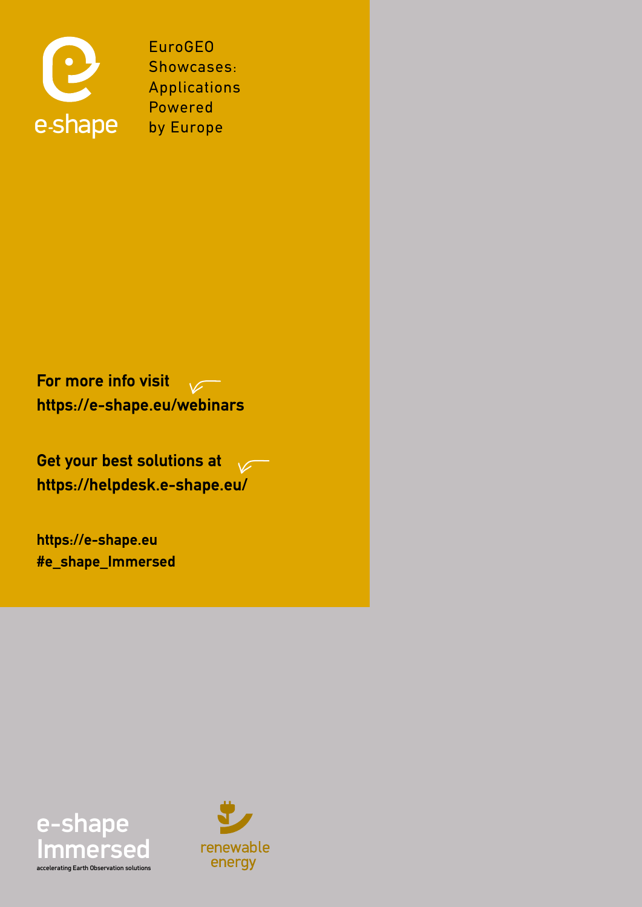e-shape

EuroGEO Showcases: Applications Powered by Europe

**For more info visit**
**https://e-shape.eu/webinars**

**Get your best solutions at**
**https://helpdesk.e-shape.eu/**

**https://e-shape.eu**
**#e_shape_Immersed**

e-shape Immersed
accelerating Earth Observation solutions

renewable energy